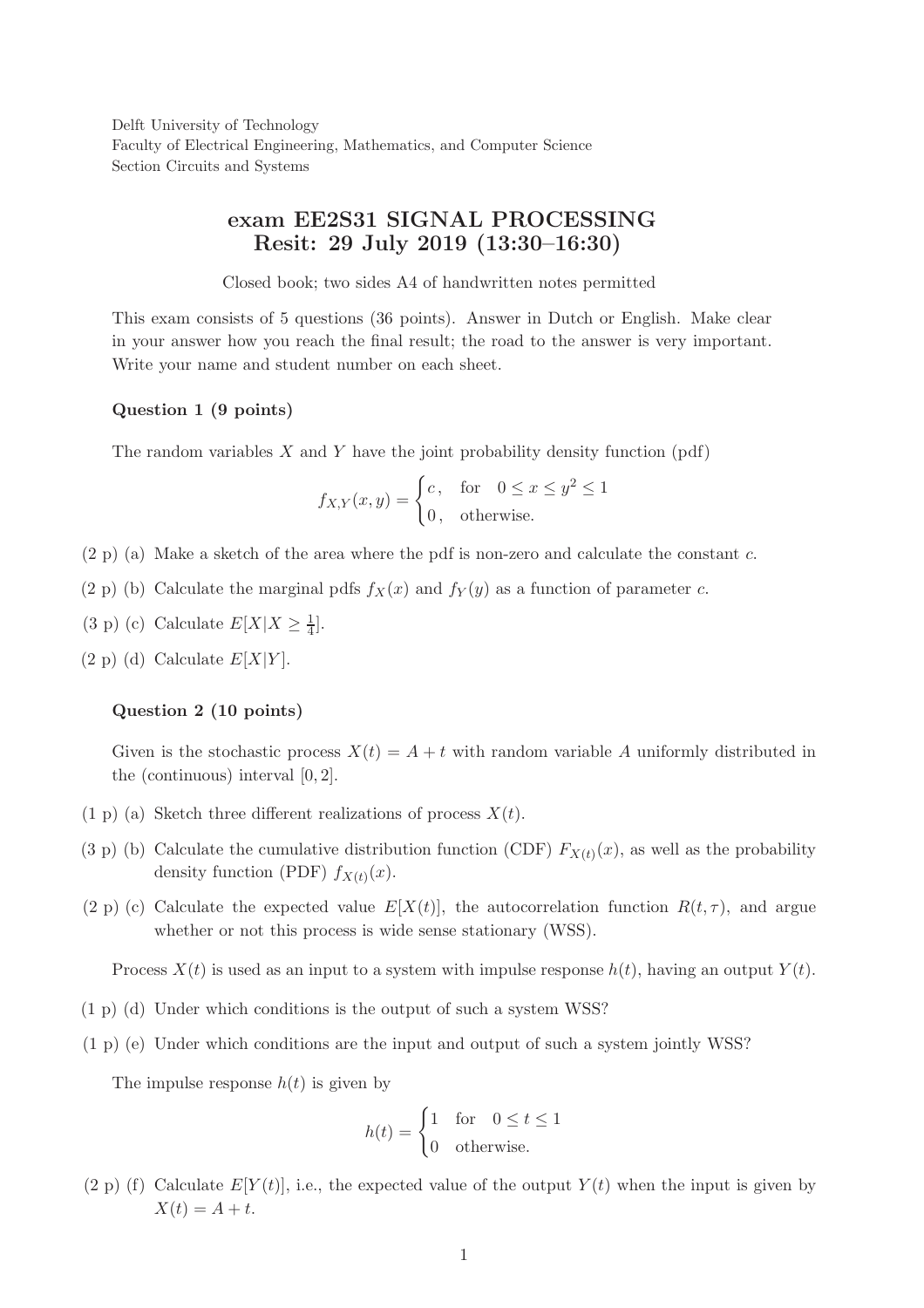Delft University of Technology
Faculty of Electrical Engineering, Mathematics, and Computer Science
Section Circuits and Systems

# exam EE2S31 SIGNAL PROCESSING
# Resit: 29 July 2019 (13:30–16:30)

Closed book; two sides A4 of handwritten notes permitted

This exam consists of 5 questions (36 points). Answer in Dutch or English. Make clear in your answer how you reach the final result; the road to the answer is very important. Write your name and student number on each sheet.

### Question 1 (9 points)

The random variables $X$ and $Y$ have the joint probability density function (pdf)

$$f_{X,Y}(x, y) = \begin{cases} c, & \text{for} \quad 0 \leq x \leq y^2 \leq 1 \\ 0, & \text{otherwise.} \end{cases}$$

(2 p) (a) Make a sketch of the area where the pdf is non-zero and calculate the constant $c$.

(2 p) (b) Calculate the marginal pdfs $f_X(x)$ and $f_Y(y)$ as a function of parameter $c$.

(3 p) (c) Calculate $E[X|X \geq \frac{1}{4}]$.

(2 p) (d) Calculate $E[X|Y]$.

### Question 2 (10 points)

Given is the stochastic process $X(t) = A + t$ with random variable $A$ uniformly distributed in the (continuous) interval $[0, 2]$.

(1 p) (a) Sketch three different realizations of process $X(t)$.

(3 p) (b) Calculate the cumulative distribution function (CDF) $F_{X(t)}(x)$, as well as the probability density function (PDF) $f_{X(t)}(x)$.

(2 p) (c) Calculate the expected value $E[X(t)]$, the autocorrelation function $R(t, \tau)$, and argue whether or not this process is wide sense stationary (WSS).

Process $X(t)$ is used as an input to a system with impulse response $h(t)$, having an output $Y(t)$.

(1 p) (d) Under which conditions is the output of such a system WSS?

(1 p) (e) Under which conditions are the input and output of such a system jointly WSS?

The impulse response $h(t)$ is given by

$$h(t) = \begin{cases} 1 & \text{for} \quad 0 \leq t \leq 1 \\ 0 & \text{otherwise.} \end{cases}$$

(2 p) (f) Calculate $E[Y(t)]$, i.e., the expected value of the output $Y(t)$ when the input is given by $X(t) = A + t$.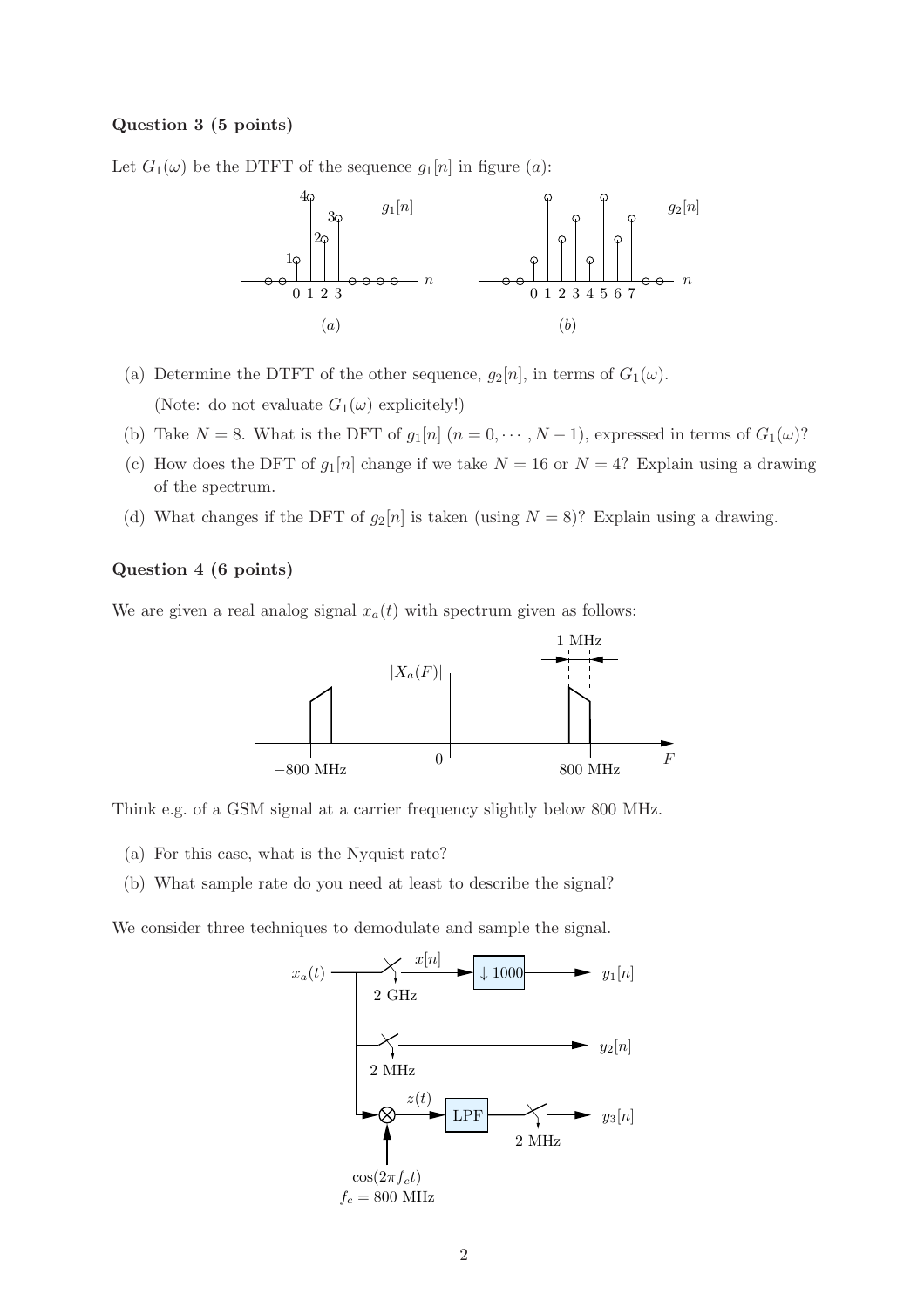**Question 3 (5 points)**

Let $G_1(\omega)$ be the DTFT of the sequence $g_1[n]$ in figure $(a)$:

(a) (b)

(a) Determine the DTFT of the other sequence, $g_2[n]$, in terms of $G_1(\omega)$.

(Note: do not evaluate $G_1(\omega)$ explicitely!)

(b) Take $N = 8$. What is the DFT of $g_1[n]$ ($n = 0, \cdots, N-1$), expressed in terms of $G_1(\omega)$?

(c) How does the DFT of $g_1[n]$ change if we take $N = 16$ or $N = 4$? Explain using a drawing of the spectrum.

(d) What changes if the DFT of $g_2[n]$ is taken (using $N = 8$)? Explain using a drawing.

**Question 4 (6 points)**

We are given a real analog signal $x_a(t)$ with spectrum given as follows:

Think e.g. of a GSM signal at a carrier frequency slightly below 800 MHz.

(a) For this case, what is the Nyquist rate?

(b) What sample rate do you need at least to describe the signal?

We consider three techniques to demodulate and sample the signal.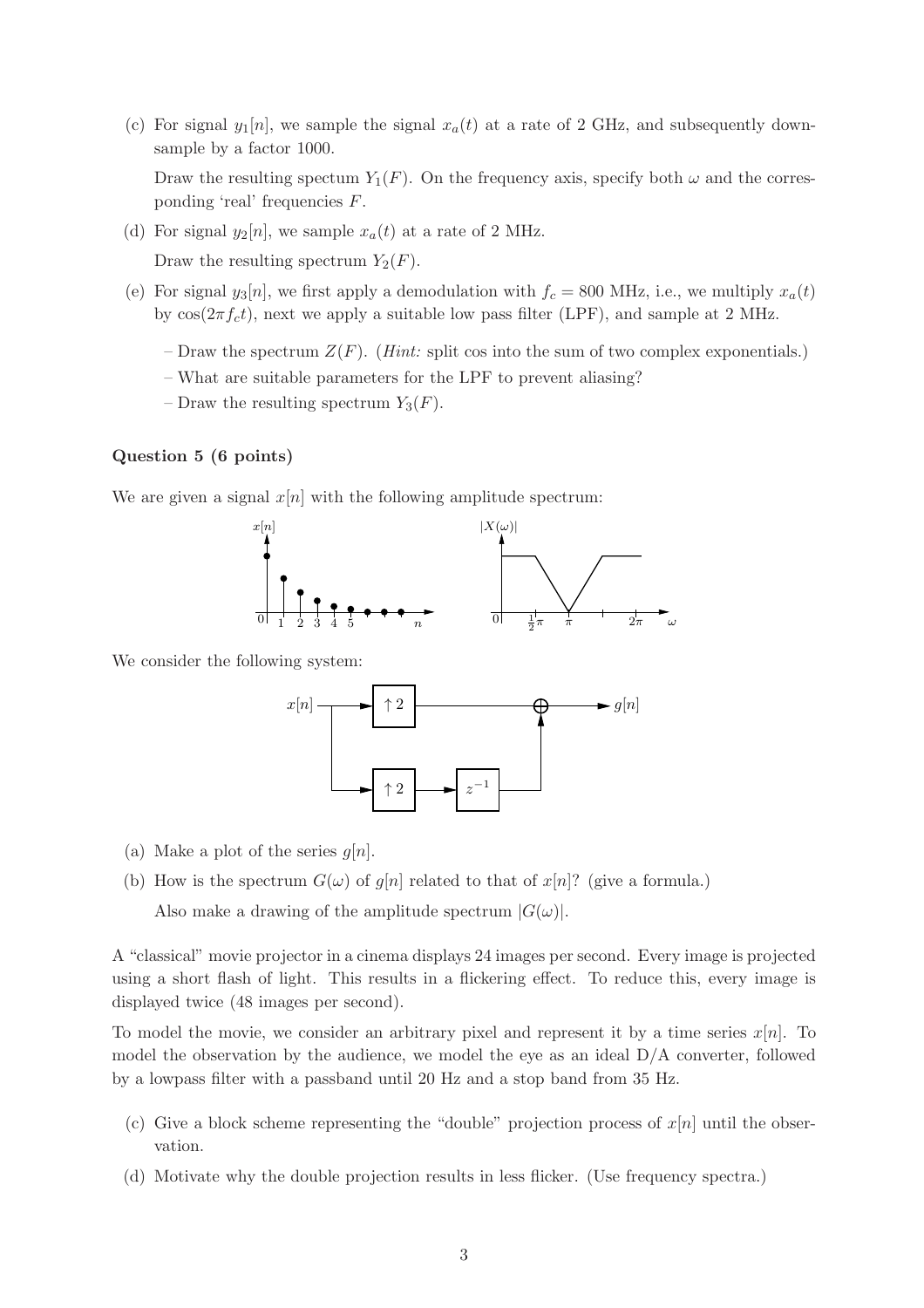(c) For signal $y_1[n]$, we sample the signal $x_a(t)$ at a rate of 2 GHz, and subsequently downsample by a factor 1000.

Draw the resulting spectrum $Y_1(F)$. On the frequency axis, specify both $\omega$ and the corresponding 'real' frequencies $F$.

(d) For signal $y_2[n]$, we sample $x_a(t)$ at a rate of 2 MHz.

Draw the resulting spectrum $Y_2(F)$.

(e) For signal $y_3[n]$, we first apply a demodulation with $f_c = 800$ MHz, i.e., we multiply $x_a(t)$ by $\cos(2\pi f_c t)$, next we apply a suitable low pass filter (LPF), and sample at 2 MHz.

- Draw the spectrum $Z(F)$. (*Hint:* split cos into the sum of two complex exponentials.)
- What are suitable parameters for the LPF to prevent aliasing?
- Draw the resulting spectrum $Y_3(F)$.

**Question 5 (6 points)**

We are given a signal $x[n]$ with the following amplitude spectrum:

$x[n]$

0 1 2 3 4 5 $n$

$|X(\omega)|$

0 $\frac{1}{2}\pi$ $\pi$ $2\pi$ $\omega$

We consider the following system:

$x[n]$ $\uparrow 2$ $\uparrow 2$ $z^{-1}$ $g[n]$

(a) Make a plot of the series $g[n]$.

(b) How is the spectrum $G(\omega)$ of $g[n]$ related to that of $x[n]$? (give a formula.)

Also make a drawing of the amplitude spectrum $|G(\omega)|$.

A "classical" movie projector in a cinema displays 24 images per second. Every image is projected using a short flash of light. This results in a flickering effect. To reduce this, every image is displayed twice (48 images per second).

To model the movie, we consider an arbitrary pixel and represent it by a time series $x[n]$. To model the observation by the audience, we model the eye as an ideal D/A converter, followed by a lowpass filter with a passband until 20 Hz and a stop band from 35 Hz.

(c) Give a block scheme representing the "double" projection process of $x[n]$ until the observation.

(d) Motivate why the double projection results in less flicker. (Use frequency spectra.)